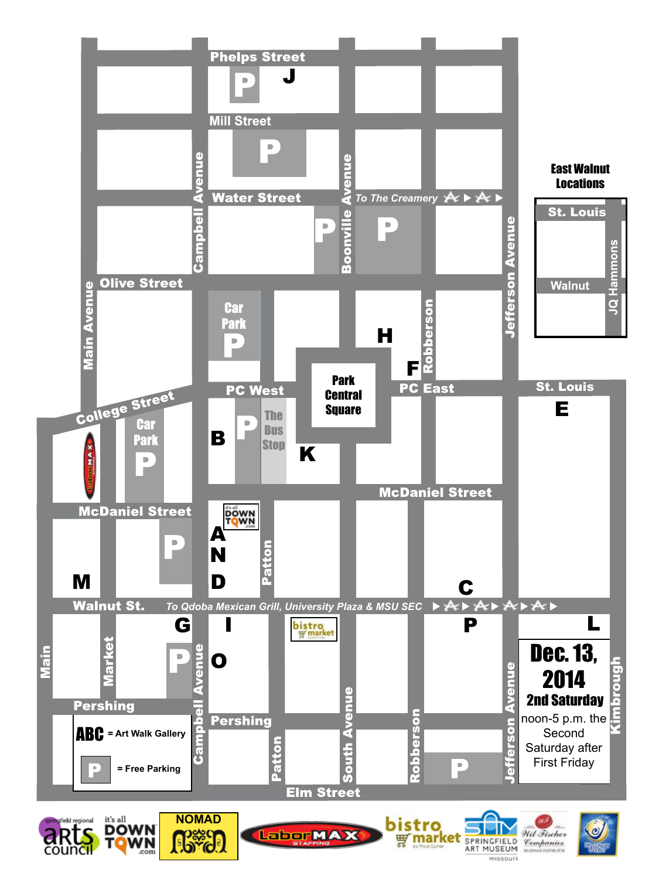# Dec. 13, 2014

## 2nd Saturday

noon-5 p.m. the Second Saturday after First Friday

**ABC** = Art Walk Gallery

**P** = Free Parking

### East Walnut Locations

St. Louis
Walnut
JQ Hammons

Phelps Street
J
Mill Street
Water Street
*To The Creamery*
Campbell Avenue
Boonville Avenue
Olive Street
Main Avenue
Car Park
H
Robberson
Jefferson Avenue
F
Park Central Square
PC West
PC East
St. Louis
E
College Street
Car Park
B
The Bus Stop
K
McDaniel Street
McDaniel Street
A
N
D
Patton
M
C
Walnut St.
*To Qdoba Mexican Grill, University Plaza & MSU SEC*
G
I
P
L
Main
Market
O
Pershing
Pershing
Patton
South Avenue
Robberson
Jefferson Avenue
Kimbrough
Elm Street

springfield regional arts council · it's all DOWNTOWN.com · NOMAD · LaborMAX Staffing · bistro market · Springfield Art Museum · Wil Fischer Companies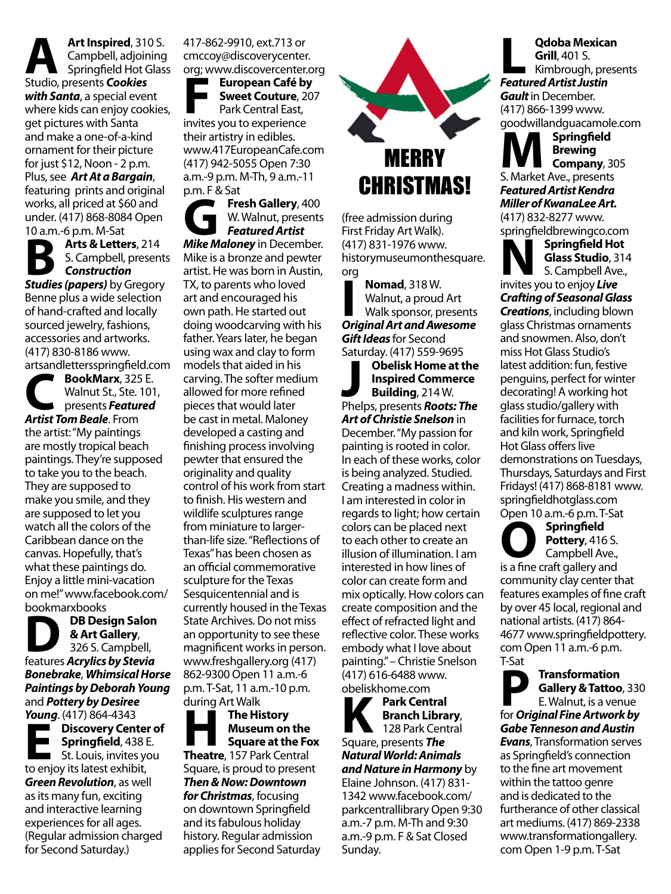**A** **Art Inspired**, 310 S. Campbell, adjoining Springfield Hot Glass Studio, presents ***Cookies with Santa***, a special event where kids can enjoy cookies, get pictures with Santa and make a one-of-a-kind ornament for their picture for just $12, Noon - 2 p.m. Plus, see ***Art At a Bargain***, featuring prints and original works, all priced at $60 and under. (417) 868-8084 Open 10 a.m.-6 p.m. M-Sat

**B** **Arts & Letters**, 214 S. Campbell, presents ***Construction Studies (papers)*** by Gregory Benne plus a wide selection of hand-crafted and locally sourced jewelry, fashions, accessories and artworks. (417) 830-8186 www.artsandlettersspringfield.com

**C** **BookMarx**, 325 E. Walnut St., Ste. 101, presents ***Featured Artist Tom Beale***. From the artist: "My paintings are mostly tropical beach paintings. They're supposed to take you to the beach. They are supposed to make you smile, and they are supposed to let you watch all the colors of the Caribbean dance on the canvas. Hopefully, that's what these paintings do. Enjoy a little mini-vacation on me!" www.facebook.com/bookmarxbooks

**D** **DB Design Salon & Art Gallery**, 326 S. Campbell, features ***Acrylics by Stevia Bonebrake***, ***Whimsical Horse Paintings by Deborah Young*** and ***Pottery by Desiree Young***. (417) 864-4343

**E** **Discovery Center of Springfield**, 438 E. St. Louis, invites you to enjoy its latest exhibit, ***Green Revolution***, as well as its many fun, exciting and interactive learning experiences for all ages. (Regular admission charged for Second Saturday.) 417-862-9910, ext.713 or cmccoy@discoverycenter.org; www.discoverycenter.org

**F** **European Café by Sweet Couture**, 207 Park Central East, invites you to experience their artistry in edibles. www.417EuropeanCafe.com (417) 942-5055 Open 7:30 a.m.-9 p.m. M-Th, 9 a.m.-11 p.m. F & Sat

**G** **Fresh Gallery**, 400 W. Walnut, presents ***Featured Artist Mike Maloney*** in December. Mike is a bronze and pewter artist. He was born in Austin, TX, to parents who loved art and encouraged his own path. He started out doing woodcarving with his father. Years later, he began using wax and clay to form models that aided in his carving. The softer medium allowed for more refined pieces that would later be cast in metal. Maloney developed a casting and finishing process involving pewter that ensured the originality and quality control of his work from start to finish. His western and wildlife sculptures range from miniature to larger-than-life size. "Reflections of Texas" has been chosen as an official commemorative sculpture for the Texas Sesquicentennial and is currently housed in the Texas State Archives. Do not miss an opportunity to see these magnificent works in person. www.freshgallery.org (417) 862-9300 Open 11 a.m.-6 p.m. T-Sat, 11 a.m.-10 p.m. during Art Walk

**H** **The History Museum on the Square at the Fox Theatre**, 157 Park Central Square, is proud to present ***Then & Now: Downtown for Christmas***, focusing on downtown Springfield and its fabulous holiday history. Regular admission applies for Second Saturday (free admission during First Friday Art Walk). (417) 831-1976 www.historymuseumonthesquare.org

MERRY CHRISTMAS!

**I** **Nomad**, 318 W. Walnut, a proud Art Walk sponsor, presents ***Original Art and Awesome Gift Ideas*** for Second Saturday. (417) 559-9695

**J** **Obelisk Home at the Inspired Commerce Building**, 214 W. Phelps, presents ***Roots: The Art of Christie Snelson*** in December. "My passion for painting is rooted in color. In each of these works, color is being analyzed. Studied. Creating a madness within. I am interested in color in regards to light; how certain colors can be placed next to each other to create an illusion of illumination. I am interested in how lines of color can create form and mix optically. How colors can create composition and the effect of refracted light and reflective color. These works embody what I love about painting." – Christie Snelson (417) 616-6488 www.obeliskhome.com

**K** **Park Central Branch Library**, 128 Park Central Square, presents ***The Natural World: Animals and Nature in Harmony*** by Elaine Johnson. (417) 831-1342 www.facebook.com/parkcentrallibrary Open 9:30 a.m.-7 p.m. M-Th and 9:30 a.m.-9 p.m. F & Sat Closed Sunday.

**L** **Qdoba Mexican Grill**, 401 S. Kimbrough, presents ***Featured Artist Justin Gault*** in December. (417) 866-1399 www.goodwillandguacamole.com

**M** **Springfield Brewing Company**, 305 S. Market Ave., presents ***Featured Artist Kendra Miller of KwanaLee Art.*** (417) 832-8277 www.springfieldbrewingco.com

**N** **Springfield Hot Glass Studio**, 314 S. Campbell Ave., invites you to enjoy ***Live Crafting of Seasonal Glass Creations***, including blown glass Christmas ornaments and snowmen. Also, don't miss Hot Glass Studio's latest addition: fun, festive penguins, perfect for winter decorating! A working hot glass studio/gallery with facilities for furnace, torch and kiln work, Springfield Hot Glass offers live demonstrations on Tuesdays, Thursdays, Saturdays and First Fridays! (417) 868-8181 www.springfieldhotglass.com Open 10 a.m.-6 p.m. T-Sat

**O** **Springfield Pottery**, 416 S. Campbell Ave., is a fine craft gallery and community clay center that features examples of fine craft by over 45 local, regional and national artists. (417) 864-4677 www.springfieldpottery.com Open 11 a.m.-6 p.m. T-Sat

**P** **Transformation Gallery & Tattoo**, 330 E. Walnut, is a venue for ***Original Fine Artwork by Gabe Tenneson and Austin Evans***, Transformation serves as Springfield's connection to the fine art movement within the tattoo genre and is dedicated to the furtherance of other classical art mediums. (417) 869-2338 www.transformationgallery.com Open 1-9 p.m. T-Sat